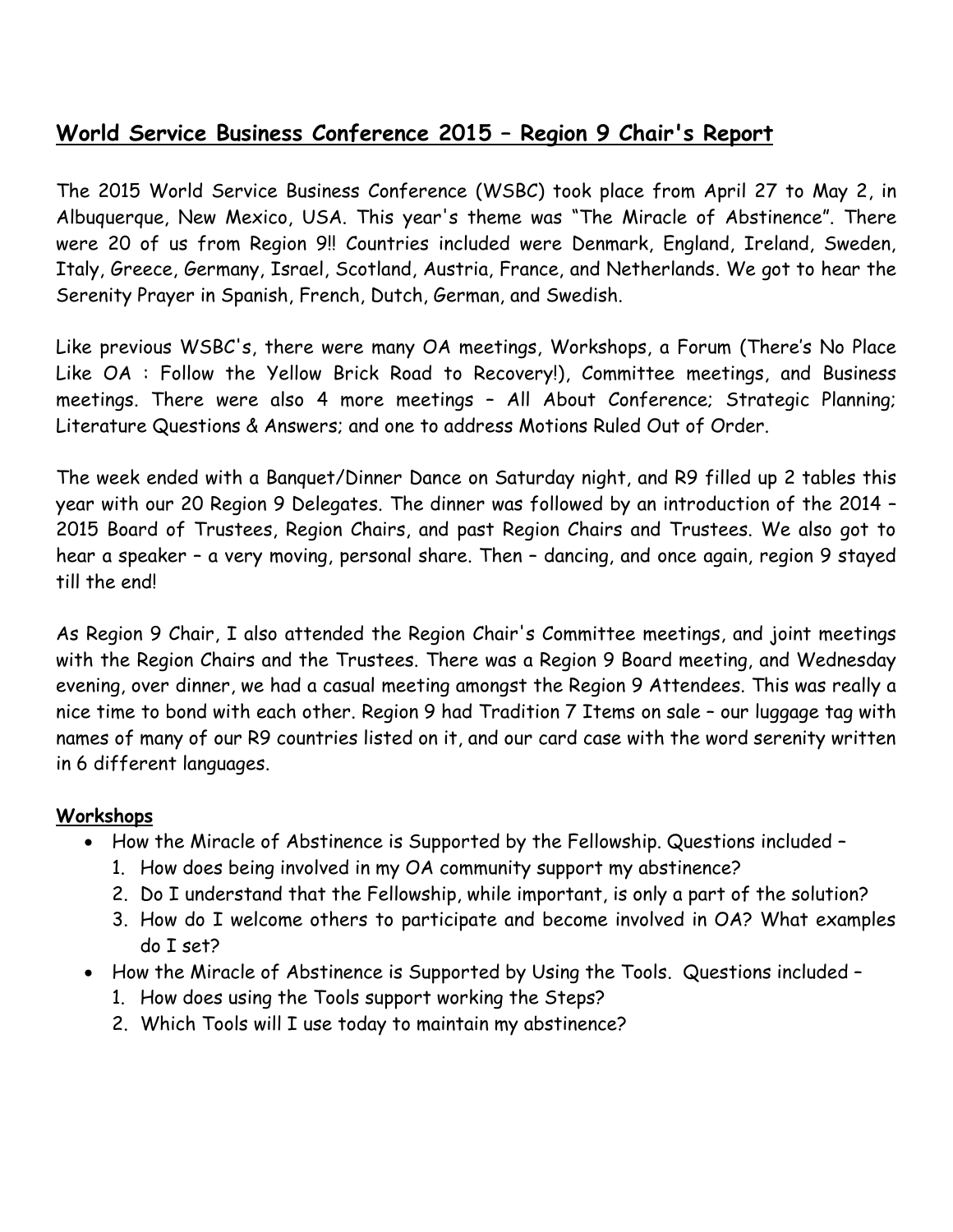# World Service Business Conference 2015 – Region 9 Chair's Report

The 2015 World Service Business Conference (WSBC) took place from April 27 to May 2, in Albuquerque, New Mexico, USA. This year's theme was "The Miracle of Abstinence". There were 20 of us from Region 9!! Countries included were Denmark, England, Ireland, Sweden, Italy, Greece, Germany, Israel, Scotland, Austria, France, and Netherlands. We got to hear the Serenity Prayer in Spanish, French, Dutch, German, and Swedish.

Like previous WSBC's, there were many OA meetings, Workshops, a Forum (There's No Place Like OA : Follow the Yellow Brick Road to Recovery!), Committee meetings, and Business meetings. There were also 4 more meetings – All About Conference; Strategic Planning; Literature Questions & Answers; and one to address Motions Ruled Out of Order.

The week ended with a Banquet/Dinner Dance on Saturday night, and R9 filled up 2 tables this year with our 20 Region 9 Delegates. The dinner was followed by an introduction of the 2014 – 2015 Board of Trustees, Region Chairs, and past Region Chairs and Trustees. We also got to hear a speaker – a very moving, personal share. Then – dancing, and once again, region 9 stayed till the end!

As Region 9 Chair, I also attended the Region Chair's Committee meetings, and joint meetings with the Region Chairs and the Trustees. There was a Region 9 Board meeting, and Wednesday evening, over dinner, we had a casual meeting amongst the Region 9 Attendees. This was really a nice time to bond with each other. Region 9 had Tradition 7 Items on sale – our luggage tag with names of many of our R9 countries listed on it, and our card case with the word serenity written in 6 different languages.

## Workshops

- How the Miracle of Abstinence is Supported by the Fellowship. Questions included –
  1. How does being involved in my OA community support my abstinence?
  2. Do I understand that the Fellowship, while important, is only a part of the solution?
  3. How do I welcome others to participate and become involved in OA? What examples do I set?
- How the Miracle of Abstinence is Supported by Using the Tools. Questions included –
  1. How does using the Tools support working the Steps?
  2. Which Tools will I use today to maintain my abstinence?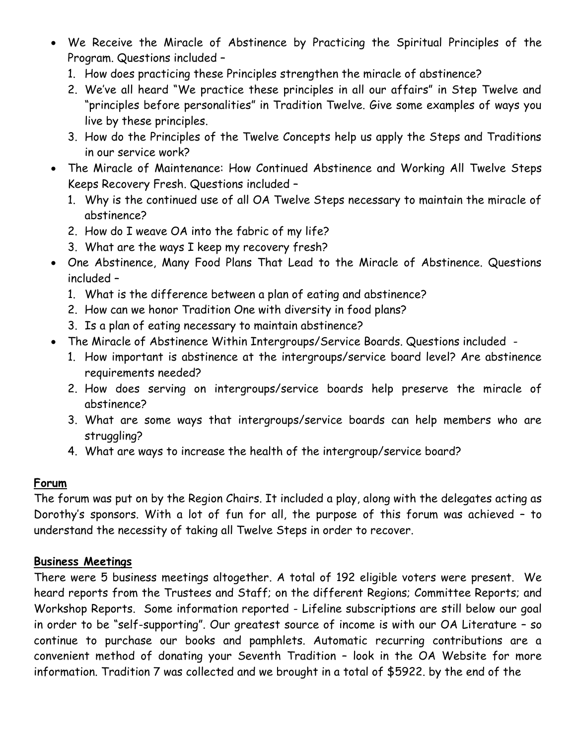- We Receive the Miracle of Abstinence by Practicing the Spiritual Principles of the Program. Questions included –
  1. How does practicing these Principles strengthen the miracle of abstinence?
  2. We've all heard "We practice these principles in all our affairs" in Step Twelve and "principles before personalities" in Tradition Twelve. Give some examples of ways you live by these principles.
  3. How do the Principles of the Twelve Concepts help us apply the Steps and Traditions in our service work?
- The Miracle of Maintenance: How Continued Abstinence and Working All Twelve Steps Keeps Recovery Fresh. Questions included –
  1. Why is the continued use of all OA Twelve Steps necessary to maintain the miracle of abstinence?
  2. How do I weave OA into the fabric of my life?
  3. What are the ways I keep my recovery fresh?
- One Abstinence, Many Food Plans That Lead to the Miracle of Abstinence. Questions included –
  1. What is the difference between a plan of eating and abstinence?
  2. How can we honor Tradition One with diversity in food plans?
  3. Is a plan of eating necessary to maintain abstinence?
- The Miracle of Abstinence Within Intergroups/Service Boards. Questions included -
  1. How important is abstinence at the intergroups/service board level? Are abstinence requirements needed?
  2. How does serving on intergroups/service boards help preserve the miracle of abstinence?
  3. What are some ways that intergroups/service boards can help members who are struggling?
  4. What are ways to increase the health of the intergroup/service board?

**Forum**

The forum was put on by the Region Chairs. It included a play, along with the delegates acting as Dorothy's sponsors. With a lot of fun for all, the purpose of this forum was achieved – to understand the necessity of taking all Twelve Steps in order to recover.

**Business Meetings**

There were 5 business meetings altogether. A total of 192 eligible voters were present. We heard reports from the Trustees and Staff; on the different Regions; Committee Reports; and Workshop Reports. Some information reported - Lifeline subscriptions are still below our goal in order to be "self-supporting". Our greatest source of income is with our OA Literature – so continue to purchase our books and pamphlets. Automatic recurring contributions are a convenient method of donating your Seventh Tradition – look in the OA Website for more information. Tradition 7 was collected and we brought in a total of $5922. by the end of the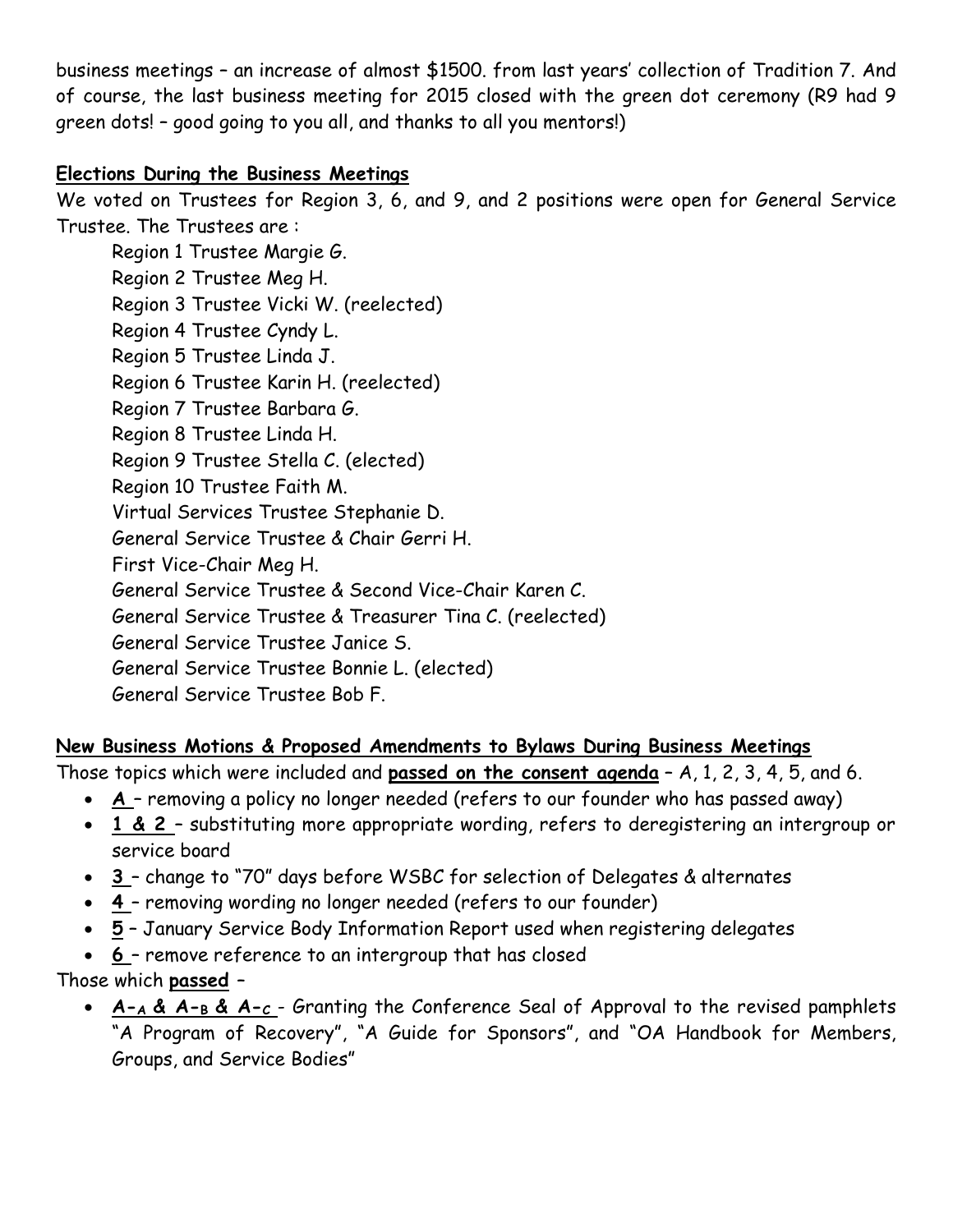business meetings – an increase of almost $1500. from last years' collection of Tradition 7. And of course, the last business meeting for 2015 closed with the green dot ceremony (R9 had 9 green dots! – good going to you all, and thanks to all you mentors!)

**Elections During the Business Meetings**

We voted on Trustees for Region 3, 6, and 9, and 2 positions were open for General Service Trustee. The Trustees are :

Region 1 Trustee Margie G.
Region 2 Trustee Meg H.
Region 3 Trustee Vicki W. (reelected)
Region 4 Trustee Cyndy L.
Region 5 Trustee Linda J.
Region 6 Trustee Karin H. (reelected)
Region 7 Trustee Barbara G.
Region 8 Trustee Linda H.
Region 9 Trustee Stella C. (elected)
Region 10 Trustee Faith M.
Virtual Services Trustee Stephanie D.
General Service Trustee & Chair Gerri H.
First Vice-Chair Meg H.
General Service Trustee & Second Vice-Chair Karen C.
General Service Trustee & Treasurer Tina C. (reelected)
General Service Trustee Janice S.
General Service Trustee Bonnie L. (elected)
General Service Trustee Bob F.

**New Business Motions & Proposed Amendments to Bylaws During Business Meetings**

Those topics which were included and **passed on the consent agenda** – A, 1, 2, 3, 4, 5, and 6.

- **A** – removing a policy no longer needed (refers to our founder who has passed away)
- **1 & 2** – substituting more appropriate wording, refers to deregistering an intergroup or service board
- **3** – change to "70" days before WSBC for selection of Delegates & alternates
- **4** – removing wording no longer needed (refers to our founder)
- **5** – January Service Body Information Report used when registering delegates
- **6** – remove reference to an intergroup that has closed

Those which **passed** –

- **A–A & A–B & A–C** - Granting the Conference Seal of Approval to the revised pamphlets "A Program of Recovery", "A Guide for Sponsors", and "OA Handbook for Members, Groups, and Service Bodies"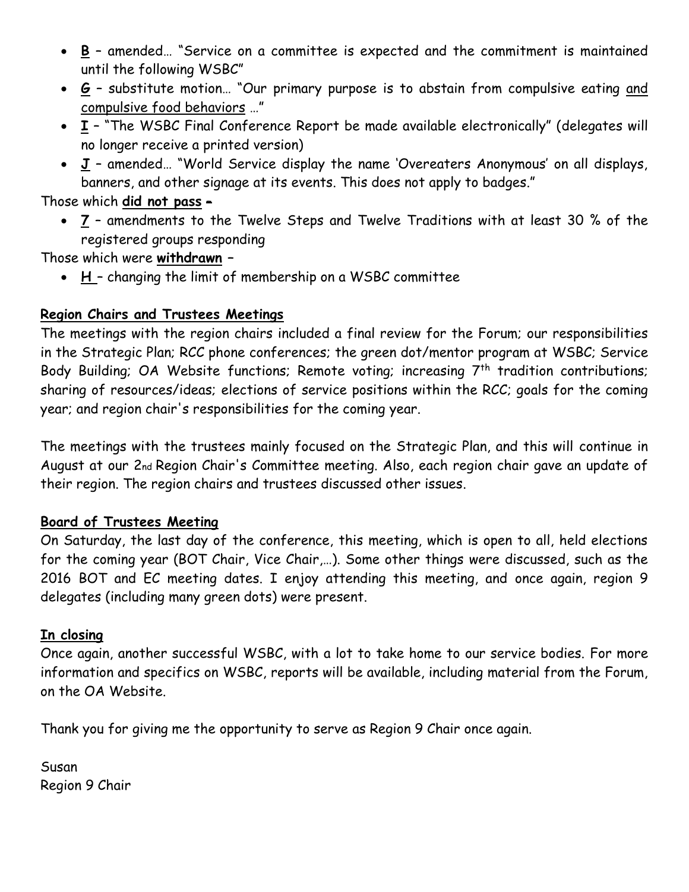- **B** – amended… "Service on a committee is expected and the commitment is maintained until the following WSBC"
- **G** – substitute motion… "Our primary purpose is to abstain from compulsive eating and compulsive food behaviors …"
- **I** – "The WSBC Final Conference Report be made available electronically" (delegates will no longer receive a printed version)
- **J** – amended… "World Service display the name 'Overeaters Anonymous' on all displays, banners, and other signage at its events. This does not apply to badges."

Those which **did not pass** –

- **7** – amendments to the Twelve Steps and Twelve Traditions with at least 30 % of the registered groups responding

Those which were **withdrawn** –

- **H** – changing the limit of membership on a WSBC committee

## Region Chairs and Trustees Meetings

The meetings with the region chairs included a final review for the Forum; our responsibilities in the Strategic Plan; RCC phone conferences; the green dot/mentor program at WSBC; Service Body Building; OA Website functions; Remote voting; increasing 7th tradition contributions; sharing of resources/ideas; elections of service positions within the RCC; goals for the coming year; and region chair's responsibilities for the coming year.

The meetings with the trustees mainly focused on the Strategic Plan, and this will continue in August at our 2nd Region Chair's Committee meeting. Also, each region chair gave an update of their region. The region chairs and trustees discussed other issues.

## Board of Trustees Meeting

On Saturday, the last day of the conference, this meeting, which is open to all, held elections for the coming year (BOT Chair, Vice Chair,…). Some other things were discussed, such as the 2016 BOT and EC meeting dates. I enjoy attending this meeting, and once again, region 9 delegates (including many green dots) were present.

## In closing

Once again, another successful WSBC, with a lot to take home to our service bodies. For more information and specifics on WSBC, reports will be available, including material from the Forum, on the OA Website.

Thank you for giving me the opportunity to serve as Region 9 Chair once again.

Susan
Region 9 Chair